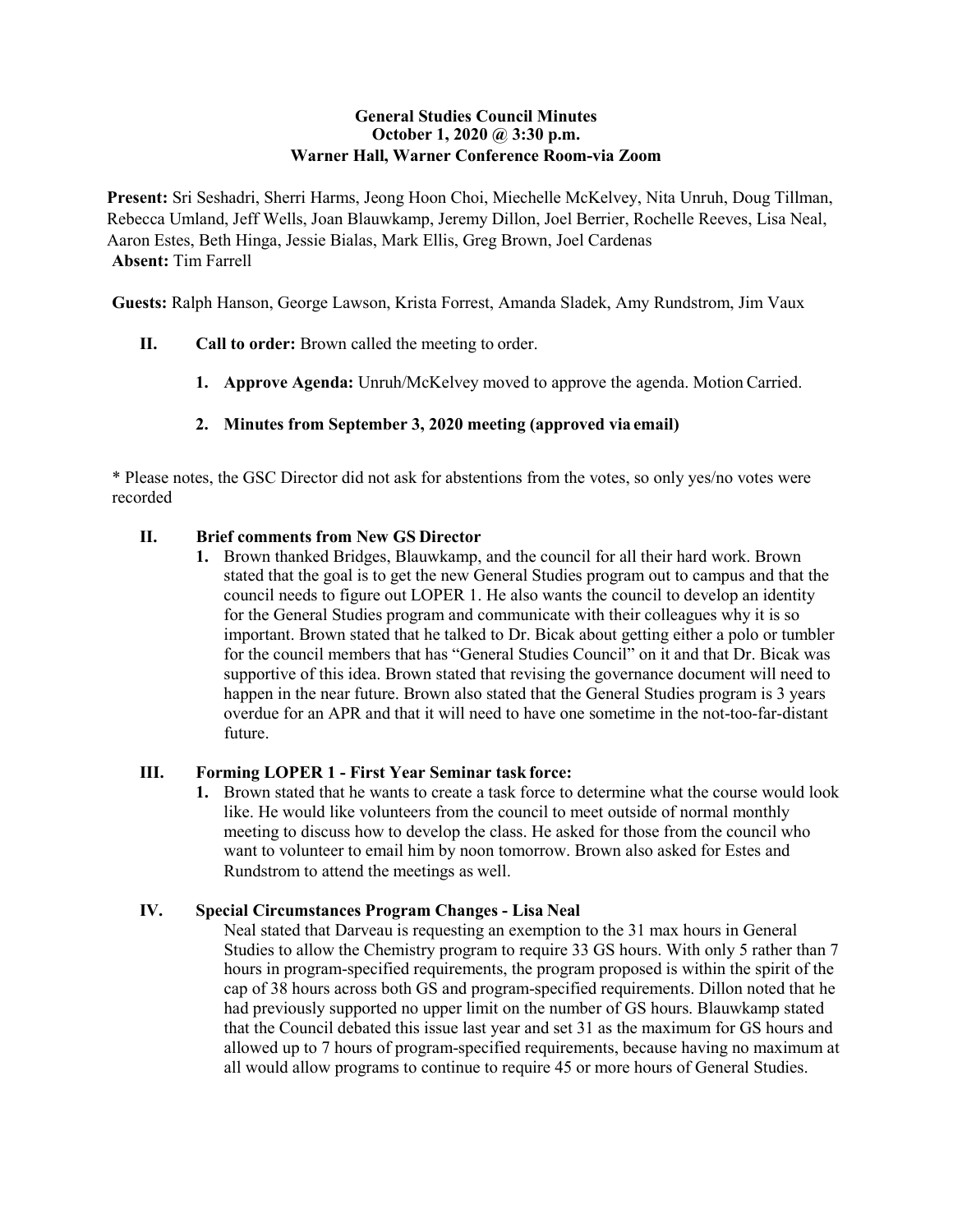**General Studies Council Minutes**
**October 1, 2020 @ 3:30 p.m.**
**Warner Hall, Warner Conference Room-via Zoom**

**Present:** Sri Seshadri, Sherri Harms, Jeong Hoon Choi, Miechelle McKelvey, Nita Unruh, Doug Tillman, Rebecca Umland, Jeff Wells, Joan Blauwkamp, Jeremy Dillon, Joel Berrier, Rochelle Reeves, Lisa Neal, Aaron Estes, Beth Hinga, Jessie Bialas, Mark Ellis, Greg Brown, Joel Cardenas
**Absent:** Tim Farrell

**Guests:** Ralph Hanson, George Lawson, Krista Forrest, Amanda Sladek, Amy Rundstrom, Jim Vaux

**II. Call to order:** Brown called the meeting to order.

1. **Approve Agenda:** Unruh/McKelvey moved to approve the agenda. Motion Carried.

2. **Minutes from September 3, 2020 meeting (approved via email)**

* Please notes, the GSC Director did not ask for abstentions from the votes, so only yes/no votes were recorded

**II. Brief comments from New GS Director**

1. Brown thanked Bridges, Blauwkamp, and the council for all their hard work. Brown stated that the goal is to get the new General Studies program out to campus and that the council needs to figure out LOPER 1. He also wants the council to develop an identity for the General Studies program and communicate with their colleagues why it is so important. Brown stated that he talked to Dr. Bicak about getting either a polo or tumbler for the council members that has "General Studies Council" on it and that Dr. Bicak was supportive of this idea. Brown stated that revising the governance document will need to happen in the near future. Brown also stated that the General Studies program is 3 years overdue for an APR and that it will need to have one sometime in the not-too-far-distant future.

**III. Forming LOPER 1 - First Year Seminar task force:**

1. Brown stated that he wants to create a task force to determine what the course would look like. He would like volunteers from the council to meet outside of normal monthly meeting to discuss how to develop the class. He asked for those from the council who want to volunteer to email him by noon tomorrow. Brown also asked for Estes and Rundstrom to attend the meetings as well.

**IV. Special Circumstances Program Changes - Lisa Neal**

Neal stated that Darveau is requesting an exemption to the 31 max hours in General Studies to allow the Chemistry program to require 33 GS hours. With only 5 rather than 7 hours in program-specified requirements, the program proposed is within the spirit of the cap of 38 hours across both GS and program-specified requirements. Dillon noted that he had previously supported no upper limit on the number of GS hours. Blauwkamp stated that the Council debated this issue last year and set 31 as the maximum for GS hours and allowed up to 7 hours of program-specified requirements, because having no maximum at all would allow programs to continue to require 45 or more hours of General Studies.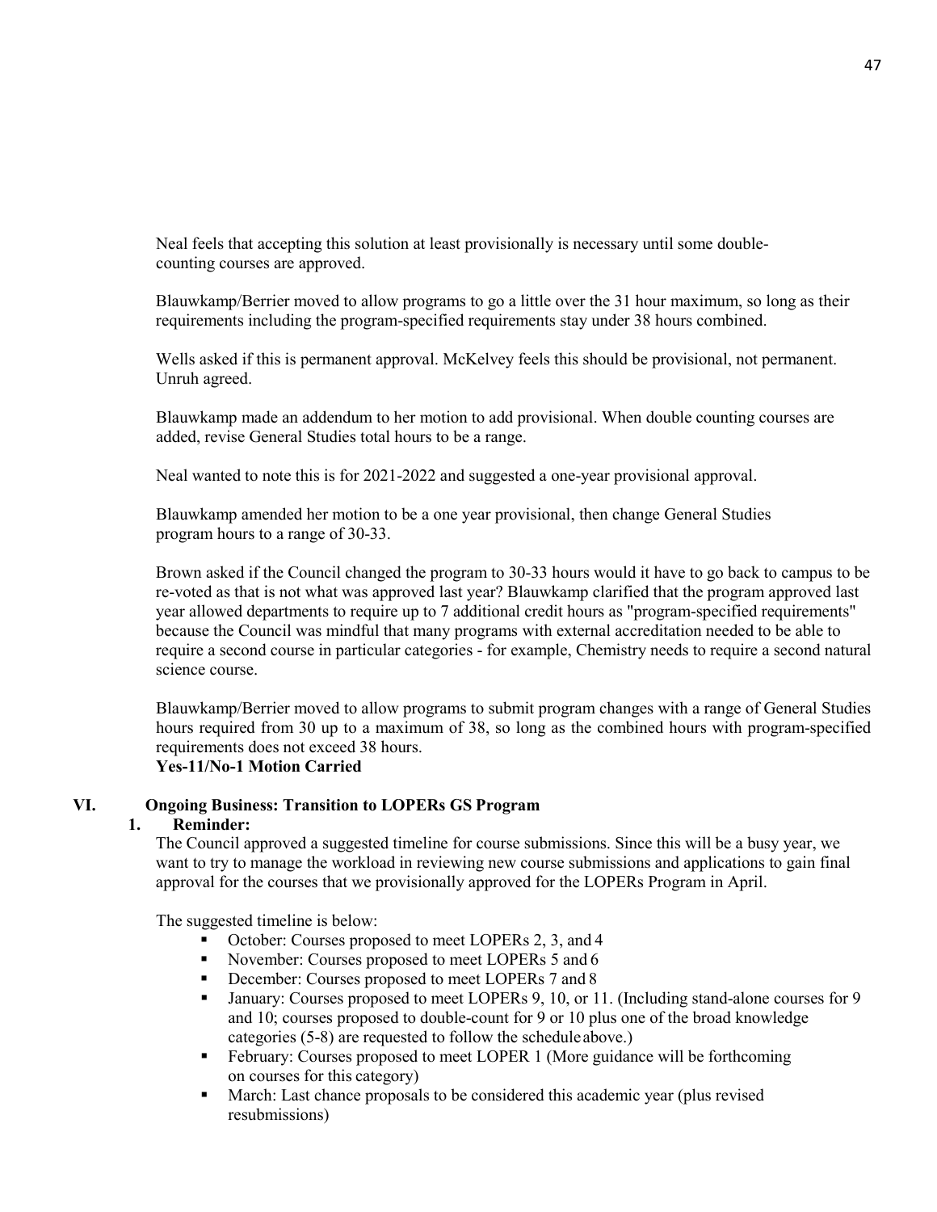Neal feels that accepting this solution at least provisionally is necessary until some double-counting courses are approved.

Blauwkamp/Berrier moved to allow programs to go a little over the 31 hour maximum, so long as their requirements including the program-specified requirements stay under 38 hours combined.

Wells asked if this is permanent approval. McKelvey feels this should be provisional, not permanent. Unruh agreed.

Blauwkamp made an addendum to her motion to add provisional. When double counting courses are added, revise General Studies total hours to be a range.

Neal wanted to note this is for 2021-2022 and suggested a one-year provisional approval.

Blauwkamp amended her motion to be a one year provisional, then change General Studies program hours to a range of 30-33.

Brown asked if the Council changed the program to 30-33 hours would it have to go back to campus to be re-voted as that is not what was approved last year? Blauwkamp clarified that the program approved last year allowed departments to require up to 7 additional credit hours as "program-specified requirements" because the Council was mindful that many programs with external accreditation needed to be able to require a second course in particular categories - for example, Chemistry needs to require a second natural science course.

Blauwkamp/Berrier moved to allow programs to submit program changes with a range of General Studies hours required from 30 up to a maximum of 38, so long as the combined hours with program-specified requirements does not exceed 38 hours.
**Yes-11/No-1 Motion Carried**

## VI. Ongoing Business: Transition to LOPERs GS Program

### 1. Reminder:

The Council approved a suggested timeline for course submissions. Since this will be a busy year, we want to try to manage the workload in reviewing new course submissions and applications to gain final approval for the courses that we provisionally approved for the LOPERs Program in April.

The suggested timeline is below:

- October: Courses proposed to meet LOPERs 2, 3, and 4
- November: Courses proposed to meet LOPERs 5 and 6
- December: Courses proposed to meet LOPERs 7 and 8
- January: Courses proposed to meet LOPERs 9, 10, or 11. (Including stand-alone courses for 9 and 10; courses proposed to double-count for 9 or 10 plus one of the broad knowledge categories (5-8) are requested to follow the schedule above.)
- February: Courses proposed to meet LOPER 1 (More guidance will be forthcoming on courses for this category)
- March: Last chance proposals to be considered this academic year (plus revised resubmissions)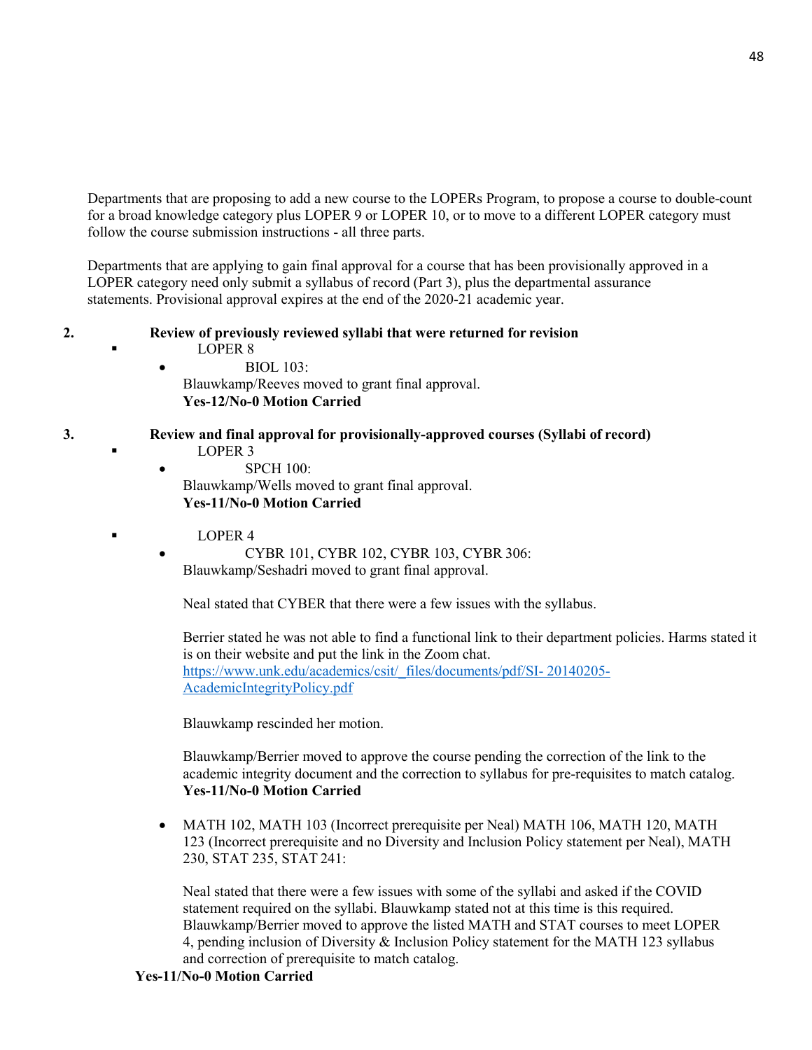Departments that are proposing to add a new course to the LOPERs Program, to propose a course to double-count for a broad knowledge category plus LOPER 9 or LOPER 10, or to move to a different LOPER category must follow the course submission instructions - all three parts.

Departments that are applying to gain final approval for a course that has been provisionally approved in a LOPER category need only submit a syllabus of record (Part 3), plus the departmental assurance statements. Provisional approval expires at the end of the 2020-21 academic year.

2. **Review of previously reviewed syllabi that were returned for revision**
   - LOPER 8
     - BIOL 103:
       Blauwkamp/Reeves moved to grant final approval.
       **Yes-12/No-0 Motion Carried**

3. **Review and final approval for provisionally-approved courses (Syllabi of record)**
   - LOPER 3
     - SPCH 100:
       Blauwkamp/Wells moved to grant final approval.
       **Yes-11/No-0 Motion Carried**

   - LOPER 4
     - CYBR 101, CYBR 102, CYBR 103, CYBR 306:
       Blauwkamp/Seshadri moved to grant final approval.

       Neal stated that CYBER that there were a few issues with the syllabus.

       Berrier stated he was not able to find a functional link to their department policies. Harms stated it is on their website and put the link in the Zoom chat.
       https://www.unk.edu/academics/csit/_files/documents/pdf/SI- 20140205-AcademicIntegrityPolicy.pdf

       Blauwkamp rescinded her motion.

       Blauwkamp/Berrier moved to approve the course pending the correction of the link to the academic integrity document and the correction to syllabus for pre-requisites to match catalog.
       **Yes-11/No-0 Motion Carried**

     - MATH 102, MATH 103 (Incorrect prerequisite per Neal) MATH 106, MATH 120, MATH 123 (Incorrect prerequisite and no Diversity and Inclusion Policy statement per Neal), MATH 230, STAT 235, STAT 241:

       Neal stated that there were a few issues with some of the syllabi and asked if the COVID statement required on the syllabi. Blauwkamp stated not at this time is this required. Blauwkamp/Berrier moved to approve the listed MATH and STAT courses to meet LOPER 4, pending inclusion of Diversity & Inclusion Policy statement for the MATH 123 syllabus and correction of prerequisite to match catalog.

**Yes-11/No-0 Motion Carried**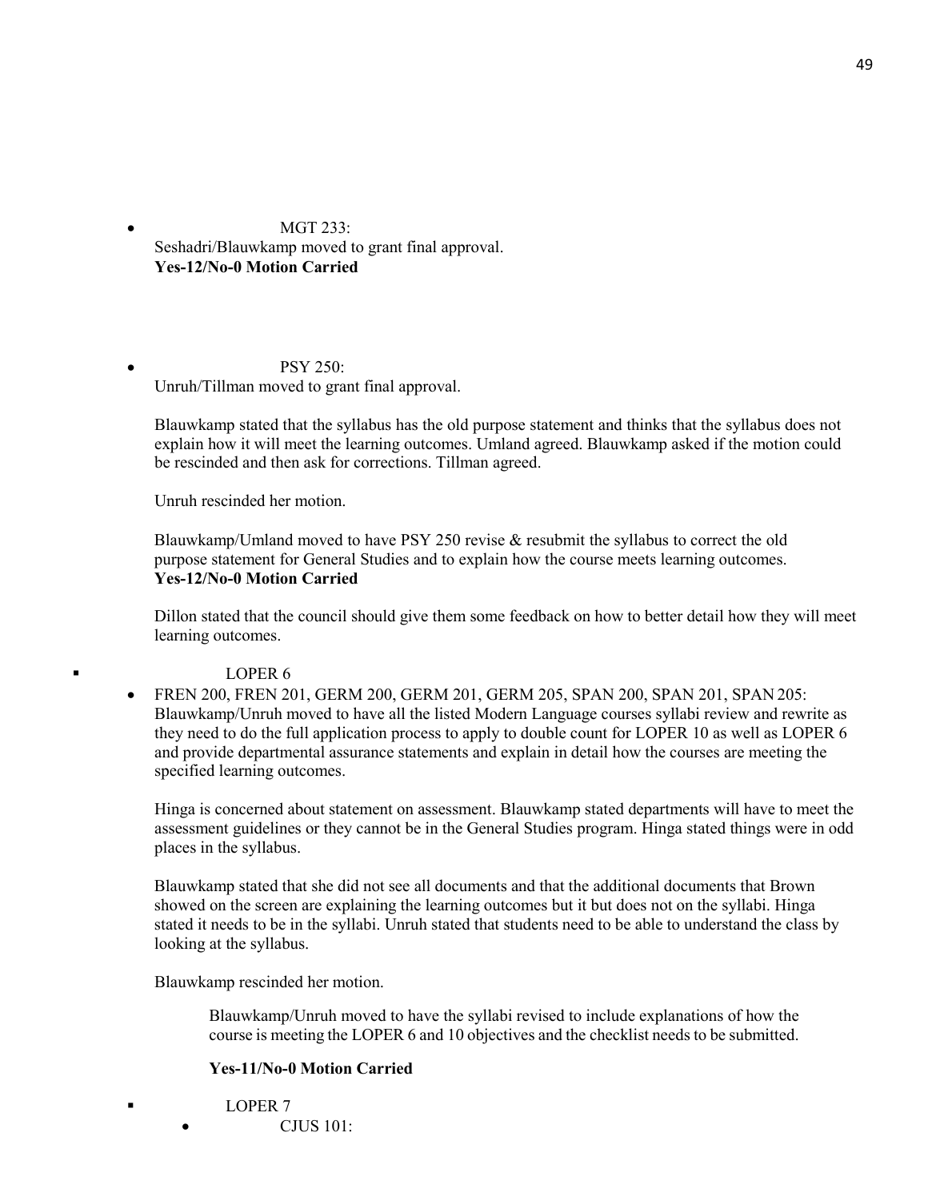- MGT 233:
  Seshadri/Blauwkamp moved to grant final approval.
  **Yes-12/No-0 Motion Carried**

- PSY 250:
  Unruh/Tillman moved to grant final approval.

  Blauwkamp stated that the syllabus has the old purpose statement and thinks that the syllabus does not explain how it will meet the learning outcomes. Umland agreed. Blauwkamp asked if the motion could be rescinded and then ask for corrections. Tillman agreed.

  Unruh rescinded her motion.

  Blauwkamp/Umland moved to have PSY 250 revise & resubmit the syllabus to correct the old purpose statement for General Studies and to explain how the course meets learning outcomes.
  **Yes-12/No-0 Motion Carried**

  Dillon stated that the council should give them some feedback on how to better detail how they will meet learning outcomes.

▪ LOPER 6

- FREN 200, FREN 201, GERM 200, GERM 201, GERM 205, SPAN 200, SPAN 201, SPAN 205:
  Blauwkamp/Unruh moved to have all the listed Modern Language courses syllabi review and rewrite as they need to do the full application process to apply to double count for LOPER 10 as well as LOPER 6 and provide departmental assurance statements and explain in detail how the courses are meeting the specified learning outcomes.

  Hinga is concerned about statement on assessment. Blauwkamp stated departments will have to meet the assessment guidelines or they cannot be in the General Studies program. Hinga stated things were in odd places in the syllabus.

  Blauwkamp stated that she did not see all documents and that the additional documents that Brown showed on the screen are explaining the learning outcomes but it but does not on the syllabi. Hinga stated it needs to be in the syllabi. Unruh stated that students need to be able to understand the class by looking at the syllabus.

  Blauwkamp rescinded her motion.

  Blauwkamp/Unruh moved to have the syllabi revised to include explanations of how the course is meeting the LOPER 6 and 10 objectives and the checklist needs to be submitted.

  **Yes-11/No-0 Motion Carried**

▪ LOPER 7

- CJUS 101: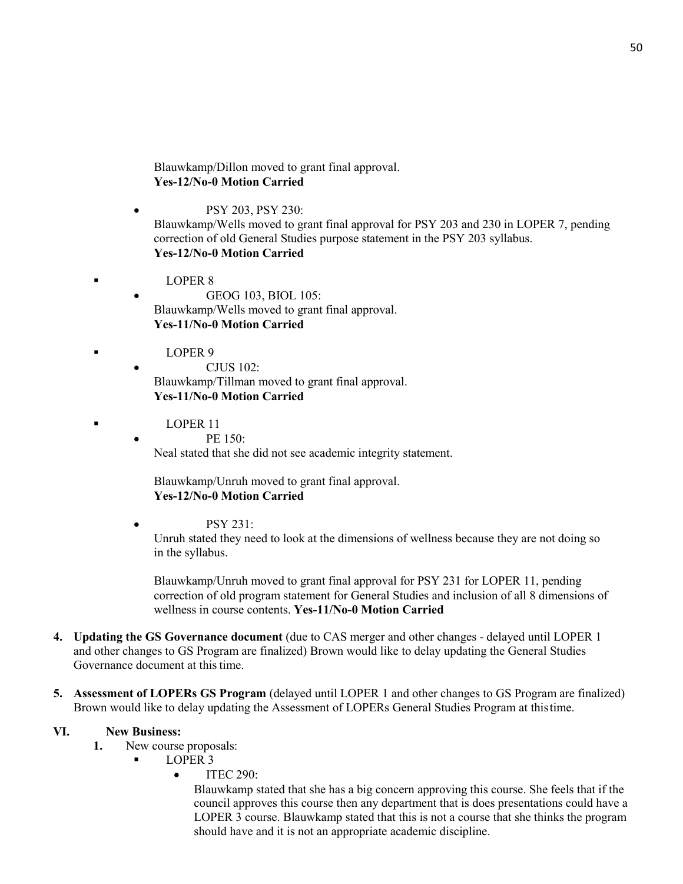Blauwkamp/Dillon moved to grant final approval.
**Yes-12/No-0 Motion Carried**

- PSY 203, PSY 230:
  Blauwkamp/Wells moved to grant final approval for PSY 203 and 230 in LOPER 7, pending correction of old General Studies purpose statement in the PSY 203 syllabus.
  **Yes-12/No-0 Motion Carried**

- LOPER 8
  - GEOG 103, BIOL 105:
    Blauwkamp/Wells moved to grant final approval.
    **Yes-11/No-0 Motion Carried**

- LOPER 9
  - CJUS 102:
    Blauwkamp/Tillman moved to grant final approval.
    **Yes-11/No-0 Motion Carried**

- LOPER 11
  - PE 150:
    Neal stated that she did not see academic integrity statement.

    Blauwkamp/Unruh moved to grant final approval.
    **Yes-12/No-0 Motion Carried**

  - PSY 231:
    Unruh stated they need to look at the dimensions of wellness because they are not doing so in the syllabus.

    Blauwkamp/Unruh moved to grant final approval for PSY 231 for LOPER 11, pending correction of old program statement for General Studies and inclusion of all 8 dimensions of wellness in course contents. **Yes-11/No-0 Motion Carried**

4. **Updating the GS Governance document** (due to CAS merger and other changes - delayed until LOPER 1 and other changes to GS Program are finalized) Brown would like to delay updating the General Studies Governance document at this time.

5. **Assessment of LOPERs GS Program** (delayed until LOPER 1 and other changes to GS Program are finalized) Brown would like to delay updating the Assessment of LOPERs General Studies Program at this time.

## VI. New Business:

1. New course proposals:
   - LOPER 3
     - ITEC 290:
       Blauwkamp stated that she has a big concern approving this course. She feels that if the council approves this course then any department that is does presentations could have a LOPER 3 course. Blauwkamp stated that this is not a course that she thinks the program should have and it is not an appropriate academic discipline.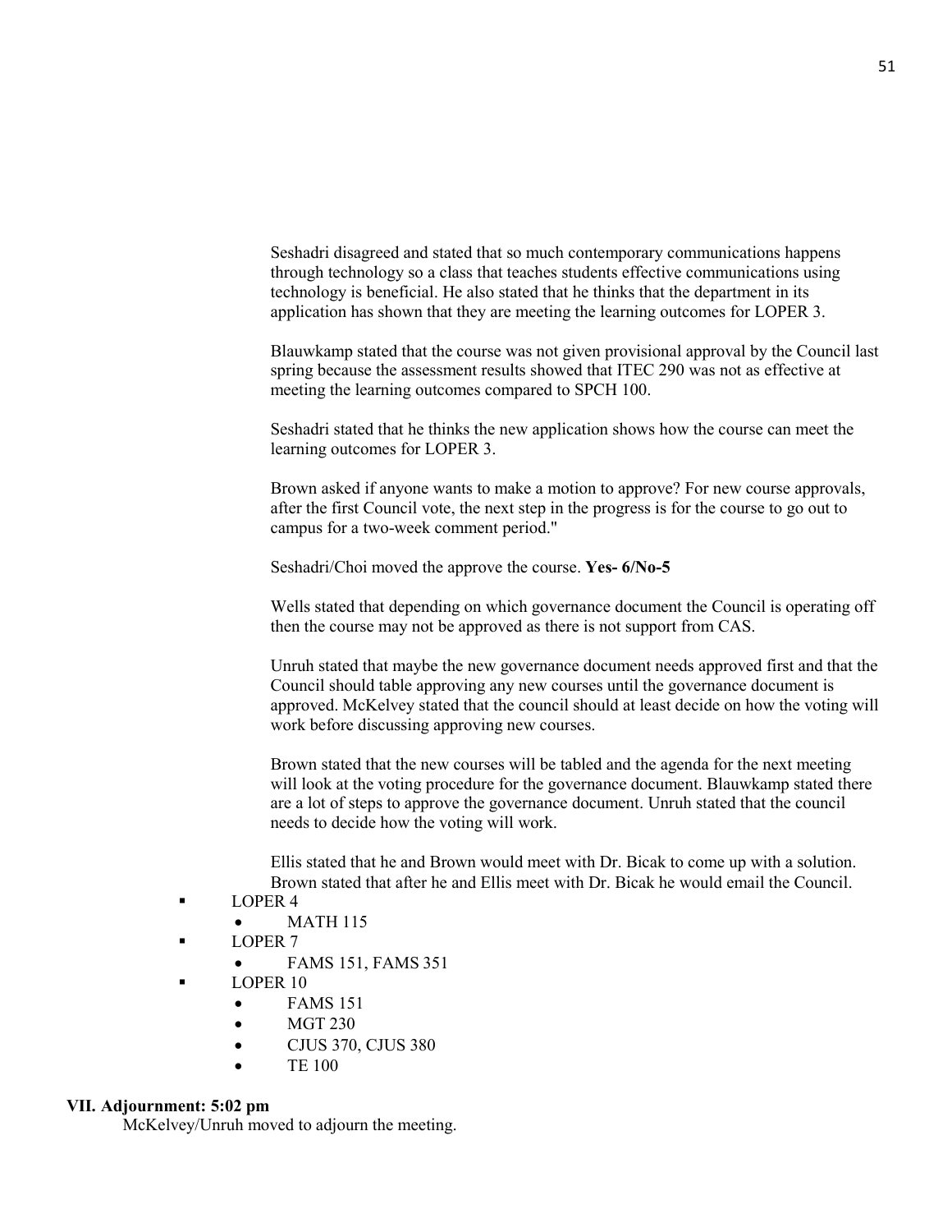Seshadri disagreed and stated that so much contemporary communications happens through technology so a class that teaches students effective communications using technology is beneficial. He also stated that he thinks that the department in its application has shown that they are meeting the learning outcomes for LOPER 3.

Blauwkamp stated that the course was not given provisional approval by the Council last spring because the assessment results showed that ITEC 290 was not as effective at meeting the learning outcomes compared to SPCH 100.

Seshadri stated that he thinks the new application shows how the course can meet the learning outcomes for LOPER 3.

Brown asked if anyone wants to make a motion to approve? For new course approvals, after the first Council vote, the next step in the progress is for the course to go out to campus for a two-week comment period."

Seshadri/Choi moved the approve the course. **Yes- 6/No-5**

Wells stated that depending on which governance document the Council is operating off then the course may not be approved as there is not support from CAS.

Unruh stated that maybe the new governance document needs approved first and that the Council should table approving any new courses until the governance document is approved. McKelvey stated that the council should at least decide on how the voting will work before discussing approving new courses.

Brown stated that the new courses will be tabled and the agenda for the next meeting will look at the voting procedure for the governance document. Blauwkamp stated there are a lot of steps to approve the governance document. Unruh stated that the council needs to decide how the voting will work.

Ellis stated that he and Brown would meet with Dr. Bicak to come up with a solution. Brown stated that after he and Ellis meet with Dr. Bicak he would email the Council.

- LOPER 4
  - MATH 115
- LOPER 7
  - FAMS 151, FAMS 351
- LOPER 10
  - FAMS 151
  - MGT 230
  - CJUS 370, CJUS 380
  - TE 100

**VII. Adjournment: 5:02 pm**

McKelvey/Unruh moved to adjourn the meeting.